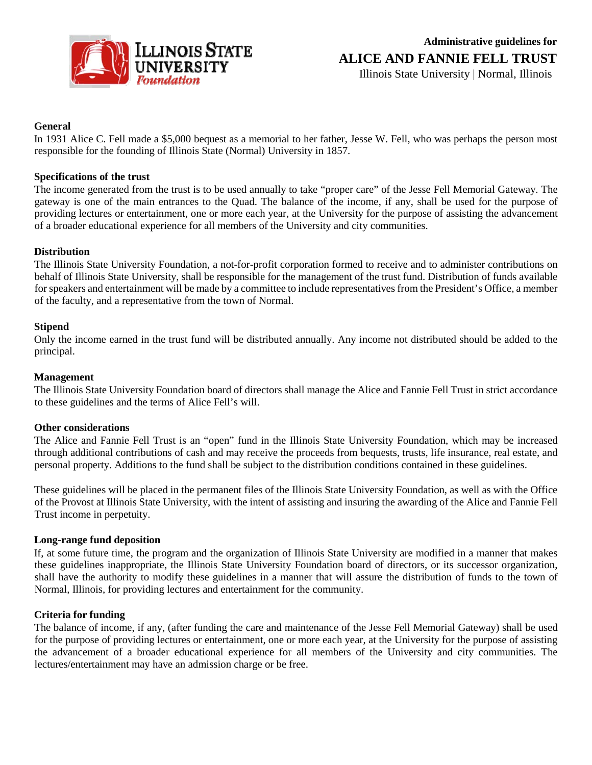Administrative guidelines for

# ALICE AND FANNIE FELL TRUST

Illinois State University | Normal, Illinois

**General**

In 1931 Alice C. Fell made a $5,000 bequest as a memorial to her father, Jesse W. Fell, who was perhaps the person most responsible for the founding of Illinois State (Normal) University in 1857.

**Specifications of the trust**

The income generated from the trust is to be used annually to take "proper care" of the Jesse Fell Memorial Gateway. The gateway is one of the main entrances to the Quad. The balance of the income, if any, shall be used for the purpose of providing lectures or entertainment, one or more each year, at the University for the purpose of assisting the advancement of a broader educational experience for all members of the University and city communities.

**Distribution**

The Illinois State University Foundation, a not-for-profit corporation formed to receive and to administer contributions on behalf of Illinois State University, shall be responsible for the management of the trust fund. Distribution of funds available for speakers and entertainment will be made by a committee to include representatives from the President's Office, a member of the faculty, and a representative from the town of Normal.

**Stipend**

Only the income earned in the trust fund will be distributed annually. Any income not distributed should be added to the principal.

**Management**

The Illinois State University Foundation board of directors shall manage the Alice and Fannie Fell Trust in strict accordance to these guidelines and the terms of Alice Fell's will.

**Other considerations**

The Alice and Fannie Fell Trust is an "open" fund in the Illinois State University Foundation, which may be increased through additional contributions of cash and may receive the proceeds from bequests, trusts, life insurance, real estate, and personal property. Additions to the fund shall be subject to the distribution conditions contained in these guidelines.

These guidelines will be placed in the permanent files of the Illinois State University Foundation, as well as with the Office of the Provost at Illinois State University, with the intent of assisting and insuring the awarding of the Alice and Fannie Fell Trust income in perpetuity.

**Long-range fund deposition**

If, at some future time, the program and the organization of Illinois State University are modified in a manner that makes these guidelines inappropriate, the Illinois State University Foundation board of directors, or its successor organization, shall have the authority to modify these guidelines in a manner that will assure the distribution of funds to the town of Normal, Illinois, for providing lectures and entertainment for the community.

**Criteria for funding**

The balance of income, if any, (after funding the care and maintenance of the Jesse Fell Memorial Gateway) shall be used for the purpose of providing lectures or entertainment, one or more each year, at the University for the purpose of assisting the advancement of a broader educational experience for all members of the University and city communities. The lectures/entertainment may have an admission charge or be free.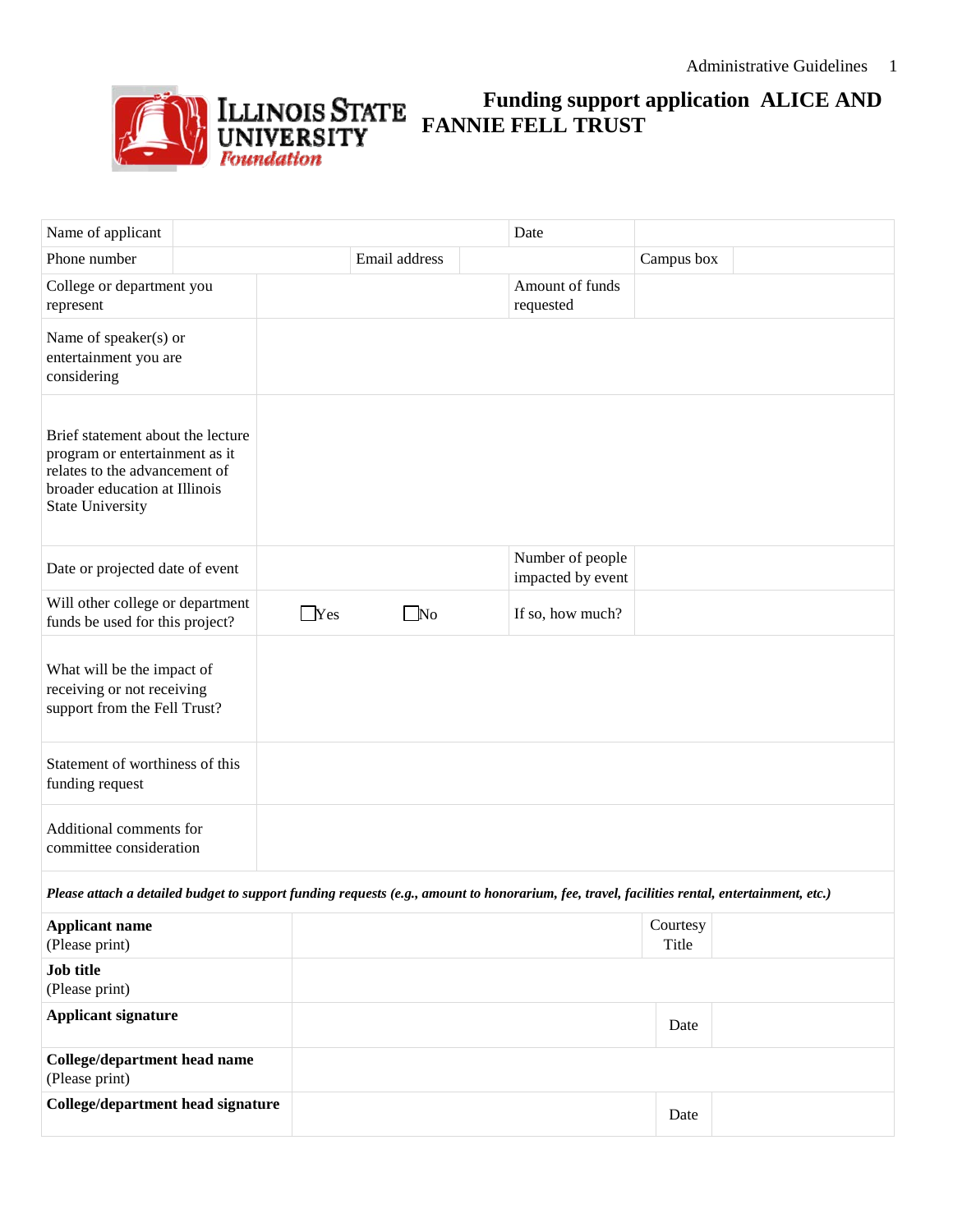# Funding support application ALICE AND FANNIE FELL TRUST

| Name of applicant | | | | Date | | |
|---|---|---|---|---|---|---|
| Phone number | | Email address | | | Campus box | |
| College or department you represent | | | | Amount of funds requested | | |
| Name of speaker(s) or entertainment you are considering | | | | | | |
| Brief statement about the lecture program or entertainment as it relates to the advancement of broader education at Illinois State University | | | | | | |
| Date or projected date of event | | | | Number of people impacted by event | | |
| Will other college or department funds be used for this project? | ☐Yes | ☐No | | If so, how much? | | |
| What will be the impact of receiving or not receiving support from the Fell Trust? | | | | | | |
| Statement of worthiness of this funding request | | | | | | |
| Additional comments for committee consideration | | | | | | |

***Please attach a detailed budget to support funding requests (e.g., amount to honorarium, fee, travel, facilities rental, entertainment, etc.)***

| **Applicant name** (Please print) | | Courtesy Title | |
|---|---|---|---|
| **Job title** (Please print) | | | |
| **Applicant signature** | | Date | |
| **College/department head name** (Please print) | | | |
| **College/department head signature** | | Date | |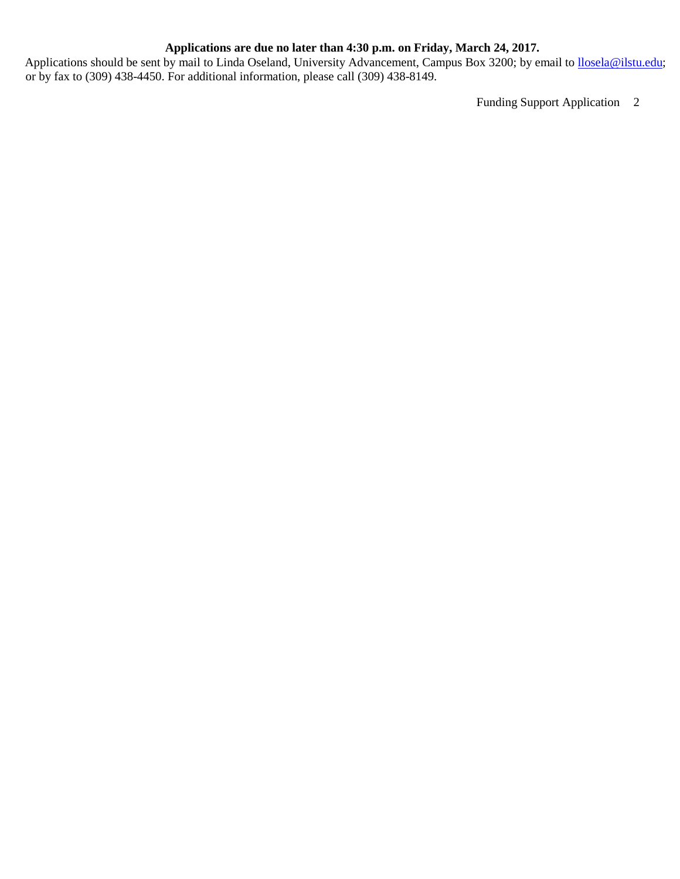**Applications are due no later than 4:30 p.m. on Friday, March 24, 2017.**

Applications should be sent by mail to Linda Oseland, University Advancement, Campus Box 3200; by email to llosela@ilstu.edu; or by fax to (309) 438-4450. For additional information, please call (309) 438-8149.